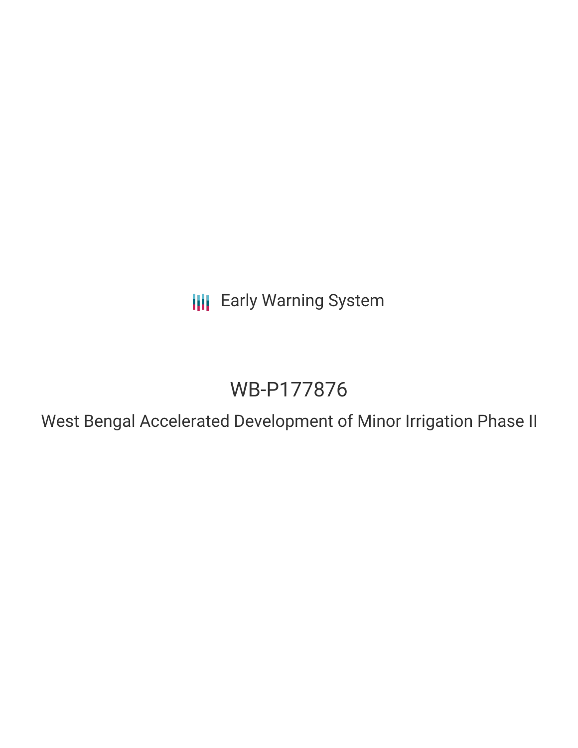Early Warning System

# WB-P177876

## West Bengal Accelerated Development of Minor Irrigation Phase II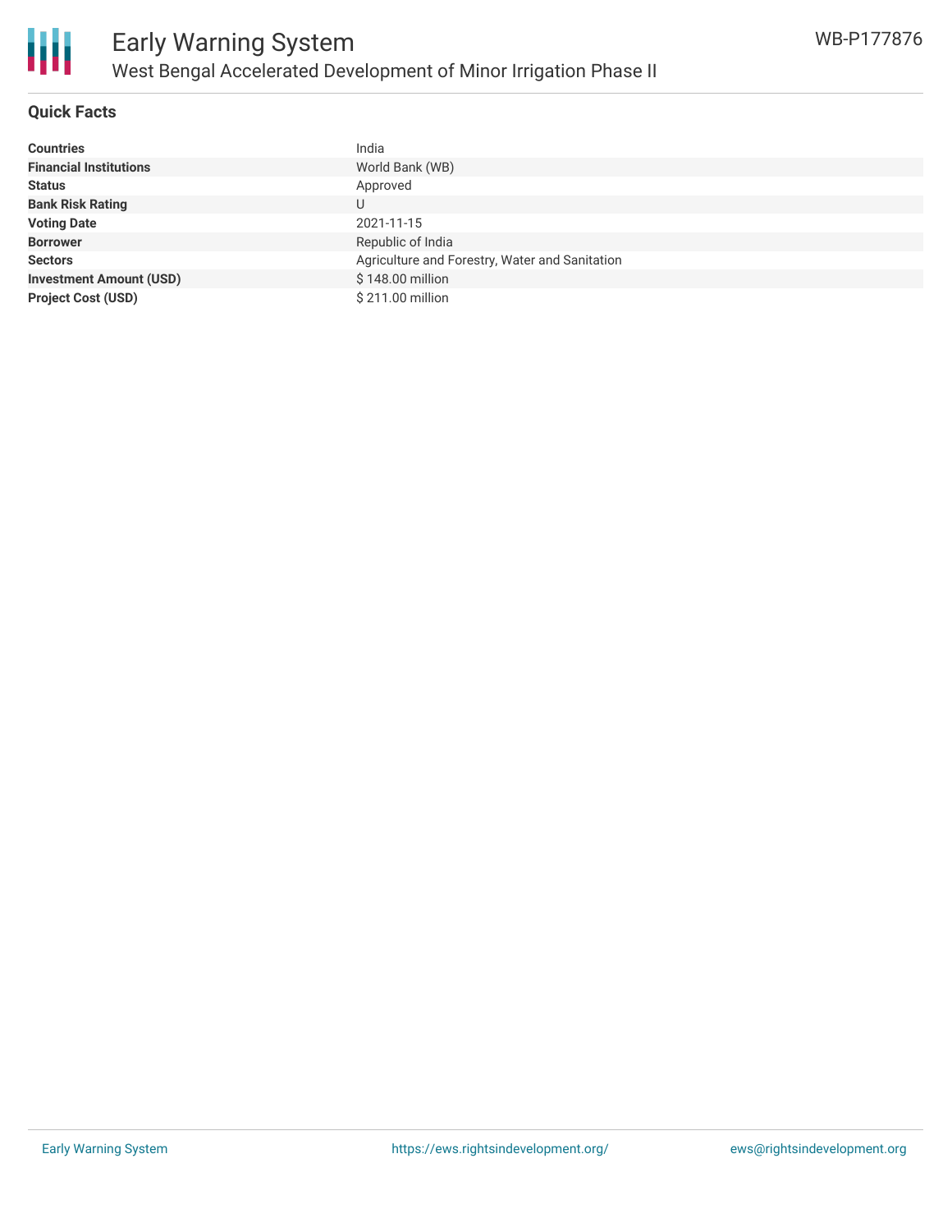# Early Warning System

## West Bengal Accelerated Development of Minor Irrigation Phase II

WB-P177876

### Quick Facts

| | |
|---|---|
| **Countries** | India |
| **Financial Institutions** | World Bank (WB) |
| **Status** | Approved |
| **Bank Risk Rating** | U |
| **Voting Date** | 2021-11-15 |
| **Borrower** | Republic of India |
| **Sectors** | Agriculture and Forestry, Water and Sanitation |
| **Investment Amount (USD)** | $ 148.00 million |
| **Project Cost (USD)** | $ 211.00 million |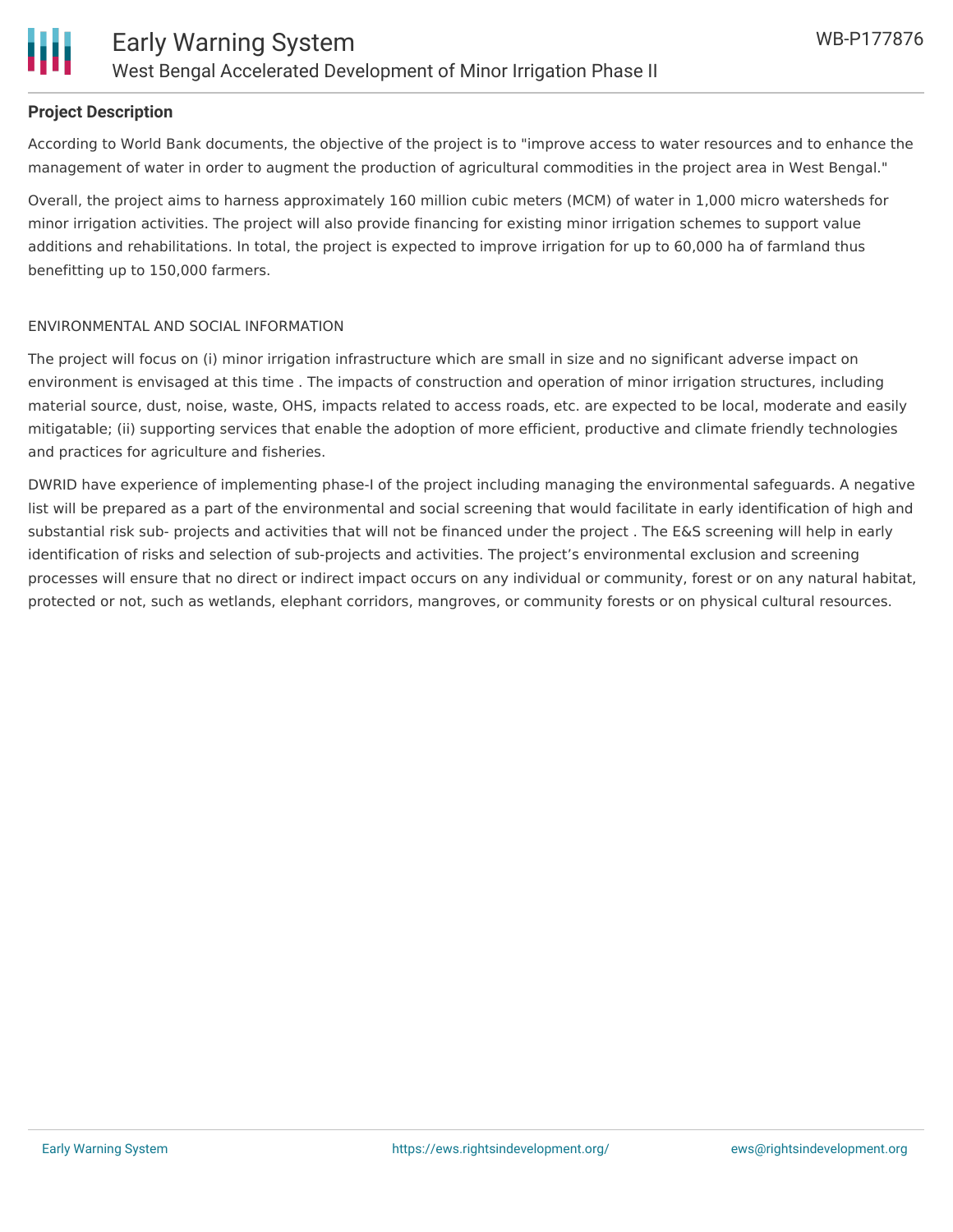## Project Description

According to World Bank documents, the objective of the project is to "improve access to water resources and to enhance the management of water in order to augment the production of agricultural commodities in the project area in West Bengal."

Overall, the project aims to harness approximately 160 million cubic meters (MCM) of water in 1,000 micro watersheds for minor irrigation activities. The project will also provide financing for existing minor irrigation schemes to support value additions and rehabilitations. In total, the project is expected to improve irrigation for up to 60,000 ha of farmland thus benefitting up to 150,000 farmers.

ENVIRONMENTAL AND SOCIAL INFORMATION

The project will focus on (i) minor irrigation infrastructure which are small in size and no significant adverse impact on environment is envisaged at this time . The impacts of construction and operation of minor irrigation structures, including material source, dust, noise, waste, OHS, impacts related to access roads, etc. are expected to be local, moderate and easily mitigatable; (ii) supporting services that enable the adoption of more efficient, productive and climate friendly technologies and practices for agriculture and fisheries.

DWRID have experience of implementing phase-I of the project including managing the environmental safeguards. A negative list will be prepared as a part of the environmental and social screening that would facilitate in early identification of high and substantial risk sub- projects and activities that will not be financed under the project . The E&S screening will help in early identification of risks and selection of sub-projects and activities. The project's environmental exclusion and screening processes will ensure that no direct or indirect impact occurs on any individual or community, forest or on any natural habitat, protected or not, such as wetlands, elephant corridors, mangroves, or community forests or on physical cultural resources.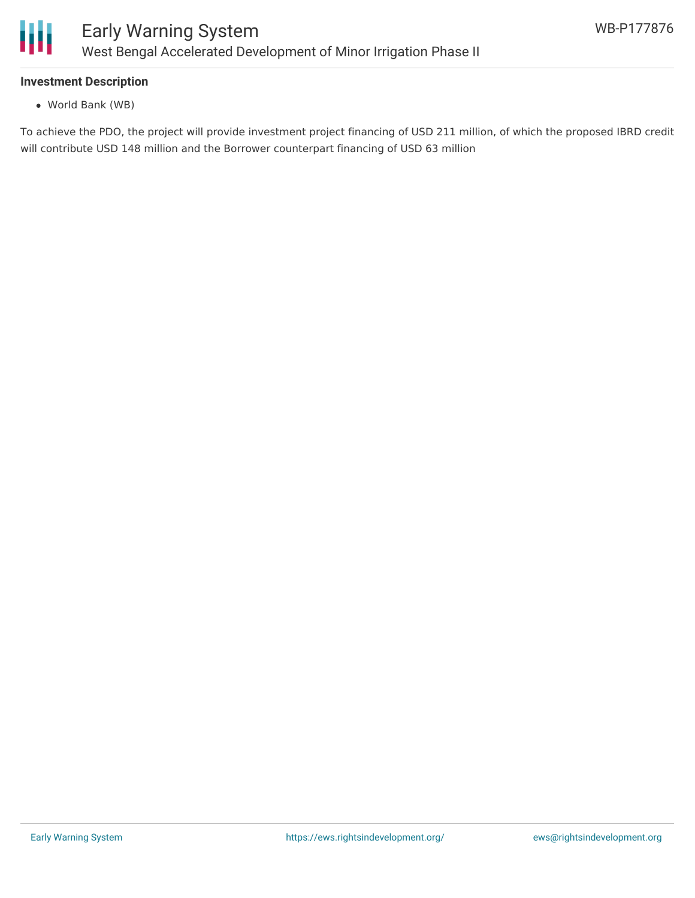### Investment Description

- World Bank (WB)

To achieve the PDO, the project will provide investment project financing of USD 211 million, of which the proposed IBRD credit will contribute USD 148 million and the Borrower counterpart financing of USD 63 million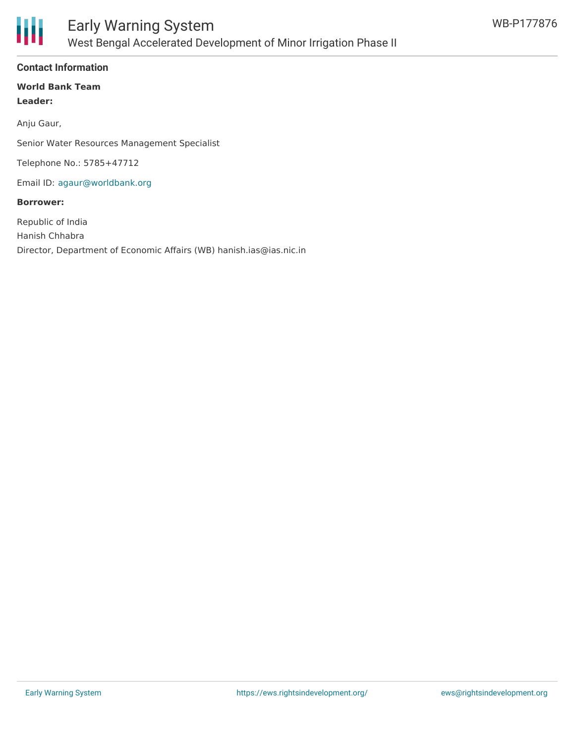## Contact Information

**World Bank Team**

**Leader:**

Anju Gaur,

Senior Water Resources Management Specialist

Telephone No.: 5785+47712

Email ID: agaur@worldbank.org

**Borrower:**

Republic of India
Hanish Chhabra
Director, Department of Economic Affairs (WB) hanish.ias@ias.nic.in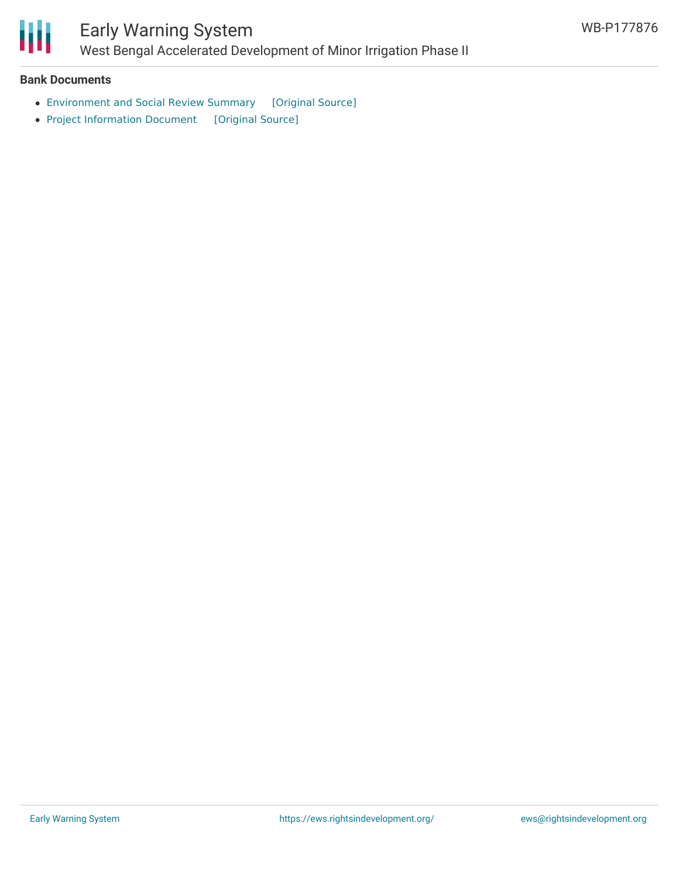**Bank Documents**

- Environment and Social Review Summary [Original Source]
- Project Information Document [Original Source]